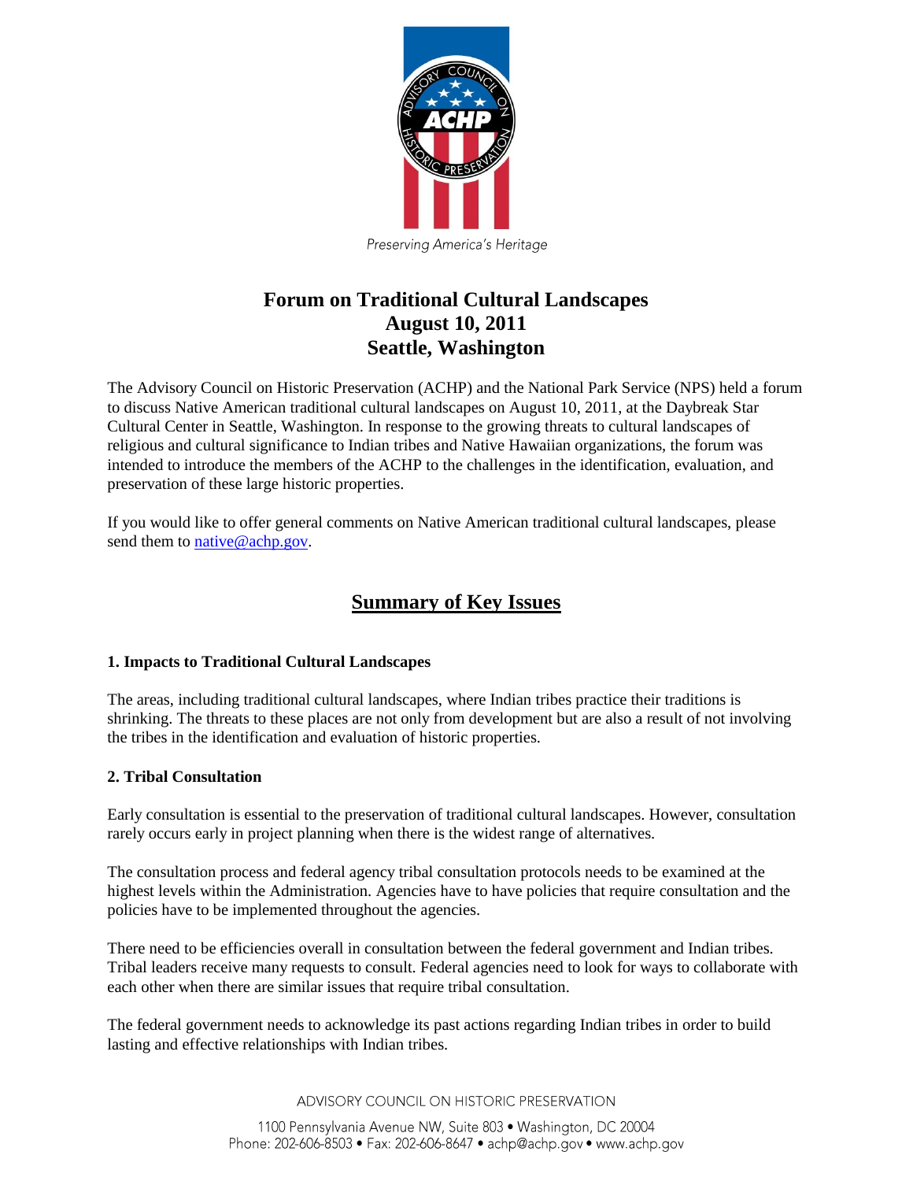Preserving America's Heritage

# Forum on Traditional Cultural Landscapes
# August 10, 2011
# Seattle, Washington

The Advisory Council on Historic Preservation (ACHP) and the National Park Service (NPS) held a forum to discuss Native American traditional cultural landscapes on August 10, 2011, at the Daybreak Star Cultural Center in Seattle, Washington. In response to the growing threats to cultural landscapes of religious and cultural significance to Indian tribes and Native Hawaiian organizations, the forum was intended to introduce the members of the ACHP to the challenges in the identification, evaluation, and preservation of these large historic properties.

If you would like to offer general comments on Native American traditional cultural landscapes, please send them to native@achp.gov.

## Summary of Key Issues

### 1. Impacts to Traditional Cultural Landscapes

The areas, including traditional cultural landscapes, where Indian tribes practice their traditions is shrinking. The threats to these places are not only from development but are also a result of not involving the tribes in the identification and evaluation of historic properties.

### 2. Tribal Consultation

Early consultation is essential to the preservation of traditional cultural landscapes. However, consultation rarely occurs early in project planning when there is the widest range of alternatives.

The consultation process and federal agency tribal consultation protocols needs to be examined at the highest levels within the Administration. Agencies have to have policies that require consultation and the policies have to be implemented throughout the agencies.

There need to be efficiencies overall in consultation between the federal government and Indian tribes. Tribal leaders receive many requests to consult. Federal agencies need to look for ways to collaborate with each other when there are similar issues that require tribal consultation.

The federal government needs to acknowledge its past actions regarding Indian tribes in order to build lasting and effective relationships with Indian tribes.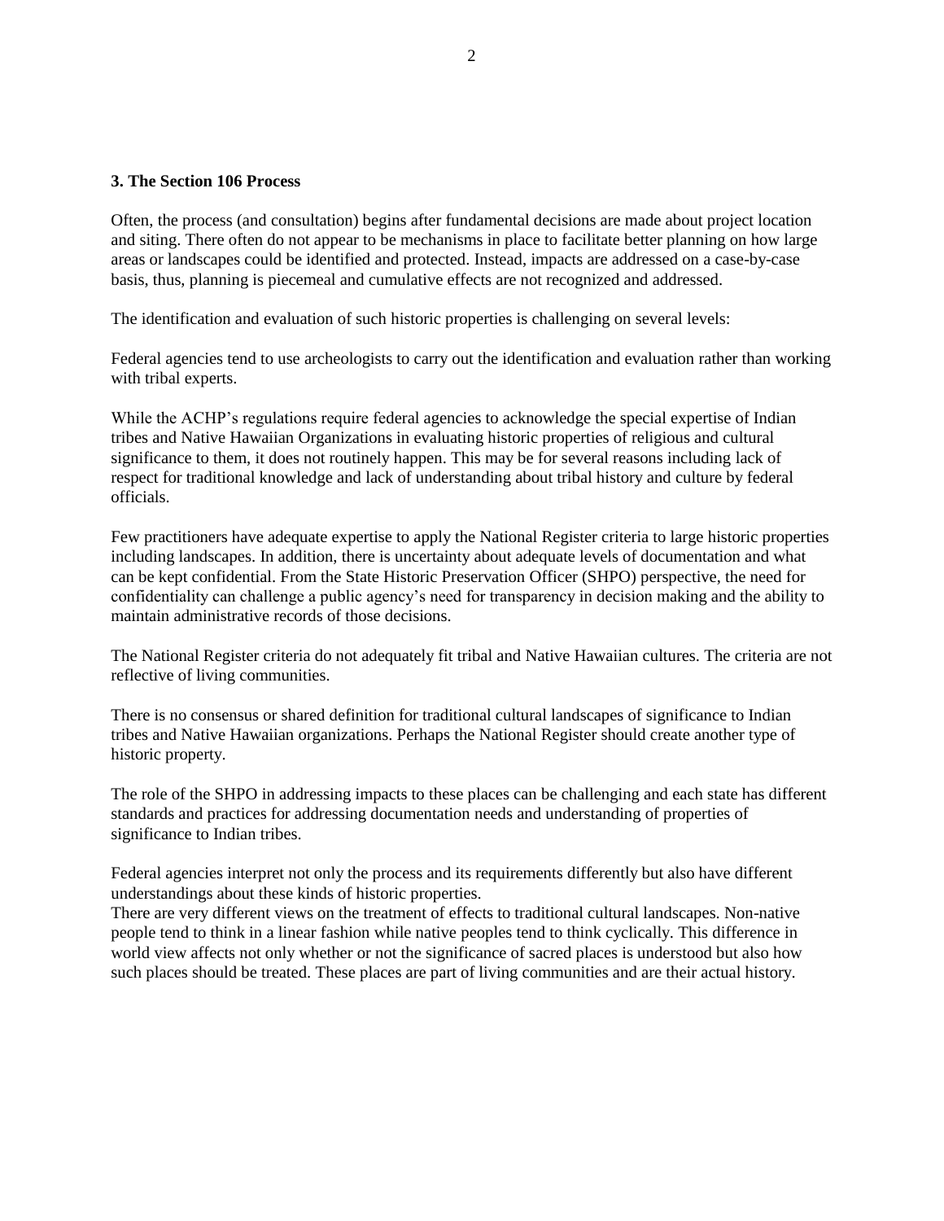**3. The Section 106 Process**

Often, the process (and consultation) begins after fundamental decisions are made about project location and siting. There often do not appear to be mechanisms in place to facilitate better planning on how large areas or landscapes could be identified and protected. Instead, impacts are addressed on a case-by-case basis, thus, planning is piecemeal and cumulative effects are not recognized and addressed.

The identification and evaluation of such historic properties is challenging on several levels:

Federal agencies tend to use archeologists to carry out the identification and evaluation rather than working with tribal experts.

While the ACHP's regulations require federal agencies to acknowledge the special expertise of Indian tribes and Native Hawaiian Organizations in evaluating historic properties of religious and cultural significance to them, it does not routinely happen. This may be for several reasons including lack of respect for traditional knowledge and lack of understanding about tribal history and culture by federal officials.

Few practitioners have adequate expertise to apply the National Register criteria to large historic properties including landscapes. In addition, there is uncertainty about adequate levels of documentation and what can be kept confidential. From the State Historic Preservation Officer (SHPO) perspective, the need for confidentiality can challenge a public agency's need for transparency in decision making and the ability to maintain administrative records of those decisions.

The National Register criteria do not adequately fit tribal and Native Hawaiian cultures. The criteria are not reflective of living communities.

There is no consensus or shared definition for traditional cultural landscapes of significance to Indian tribes and Native Hawaiian organizations. Perhaps the National Register should create another type of historic property.

The role of the SHPO in addressing impacts to these places can be challenging and each state has different standards and practices for addressing documentation needs and understanding of properties of significance to Indian tribes.

Federal agencies interpret not only the process and its requirements differently but also have different understandings about these kinds of historic properties.
There are very different views on the treatment of effects to traditional cultural landscapes. Non-native people tend to think in a linear fashion while native peoples tend to think cyclically. This difference in world view affects not only whether or not the significance of sacred places is understood but also how such places should be treated. These places are part of living communities and are their actual history.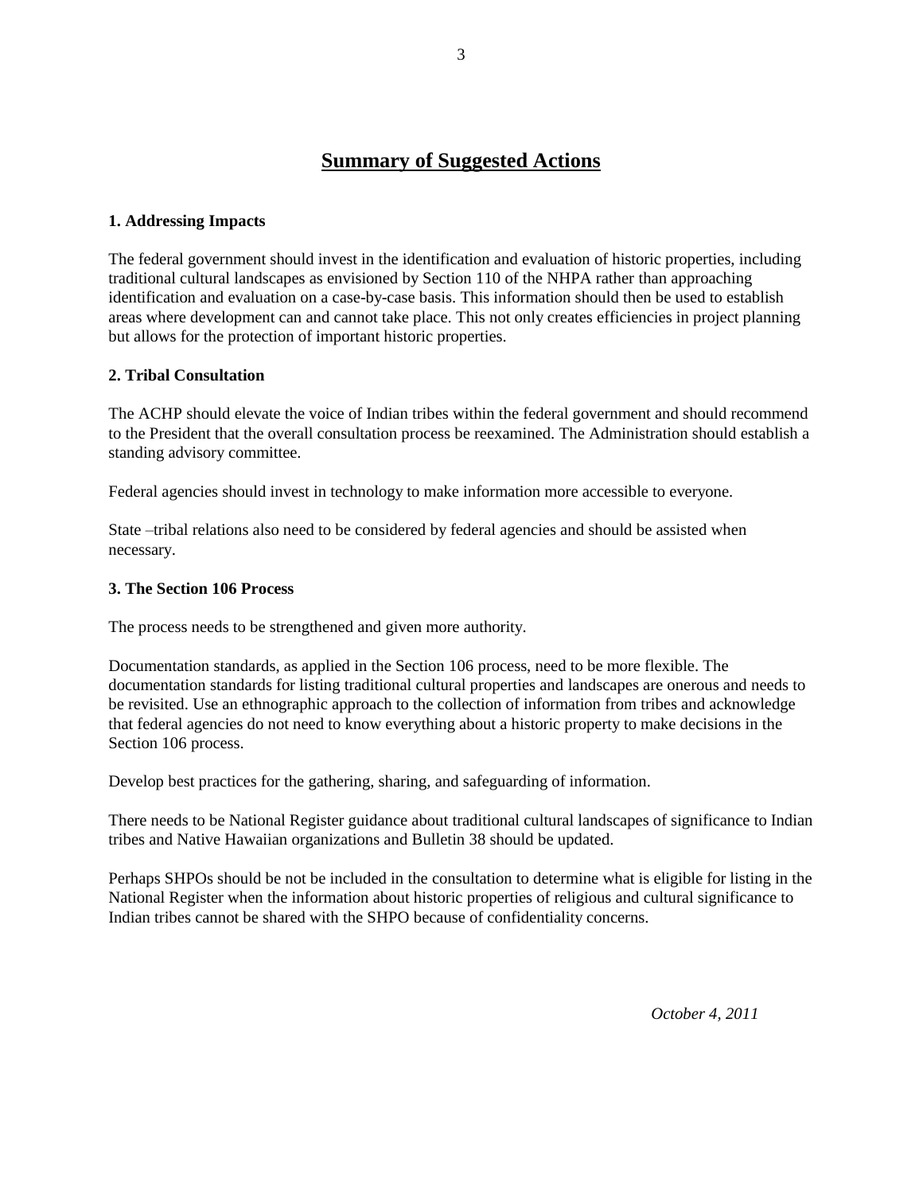# Summary of Suggested Actions

**1. Addressing Impacts**

The federal government should invest in the identification and evaluation of historic properties, including traditional cultural landscapes as envisioned by Section 110 of the NHPA rather than approaching identification and evaluation on a case-by-case basis. This information should then be used to establish areas where development can and cannot take place. This not only creates efficiencies in project planning but allows for the protection of important historic properties.

**2. Tribal Consultation**

The ACHP should elevate the voice of Indian tribes within the federal government and should recommend to the President that the overall consultation process be reexamined. The Administration should establish a standing advisory committee.

Federal agencies should invest in technology to make information more accessible to everyone.

State –tribal relations also need to be considered by federal agencies and should be assisted when necessary.

**3. The Section 106 Process**

The process needs to be strengthened and given more authority.

Documentation standards, as applied in the Section 106 process, need to be more flexible. The documentation standards for listing traditional cultural properties and landscapes are onerous and needs to be revisited. Use an ethnographic approach to the collection of information from tribes and acknowledge that federal agencies do not need to know everything about a historic property to make decisions in the Section 106 process.

Develop best practices for the gathering, sharing, and safeguarding of information.

There needs to be National Register guidance about traditional cultural landscapes of significance to Indian tribes and Native Hawaiian organizations and Bulletin 38 should be updated.

Perhaps SHPOs should be not be included in the consultation to determine what is eligible for listing in the National Register when the information about historic properties of religious and cultural significance to Indian tribes cannot be shared with the SHPO because of confidentiality concerns.

*October 4, 2011*